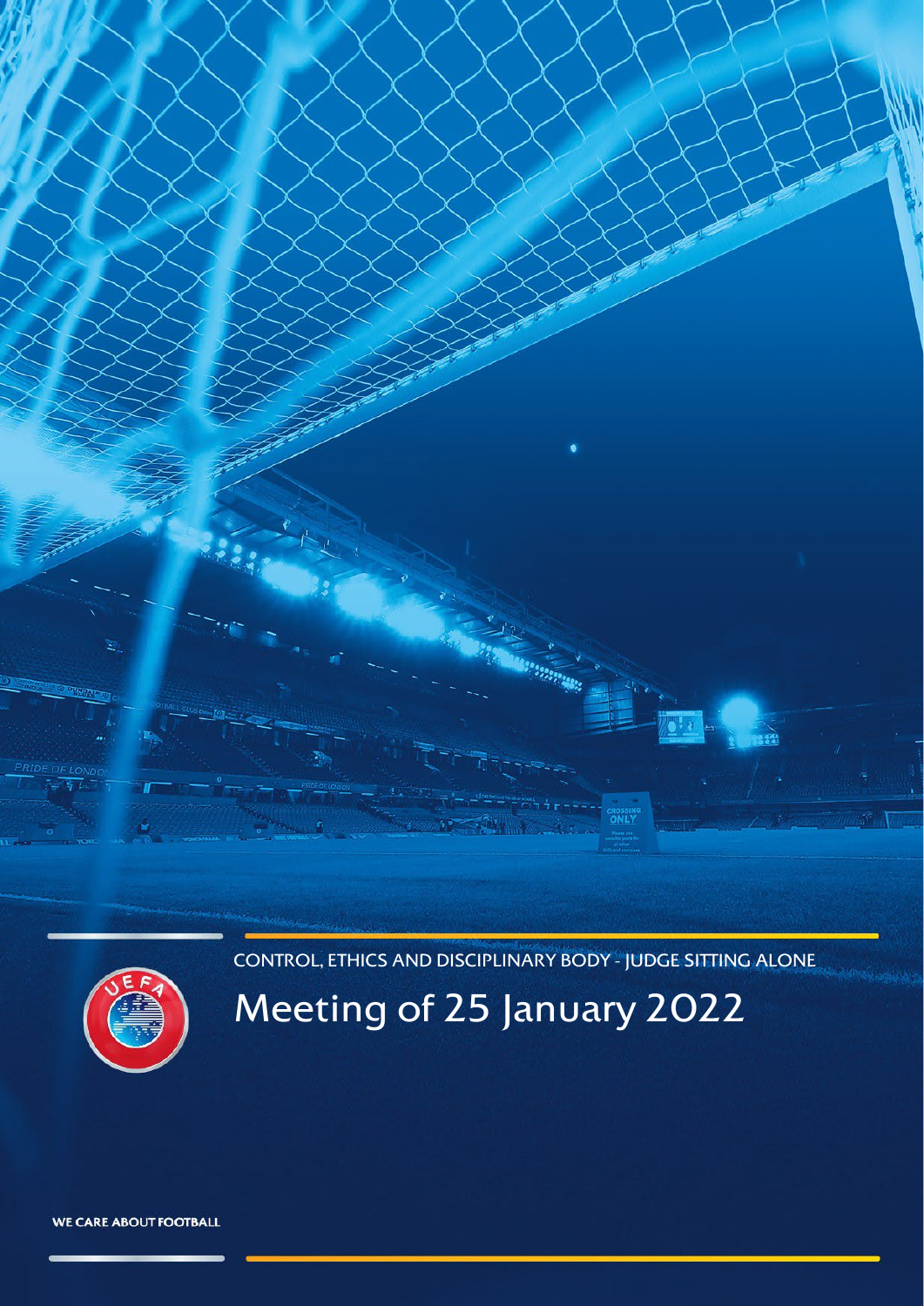CONTROL, ETHICS AND DISCIPLINARY BODY - JUDGE SITTING ALONE

# Meeting of 25 January 2022

WE CARE ABOUT FOOTBALL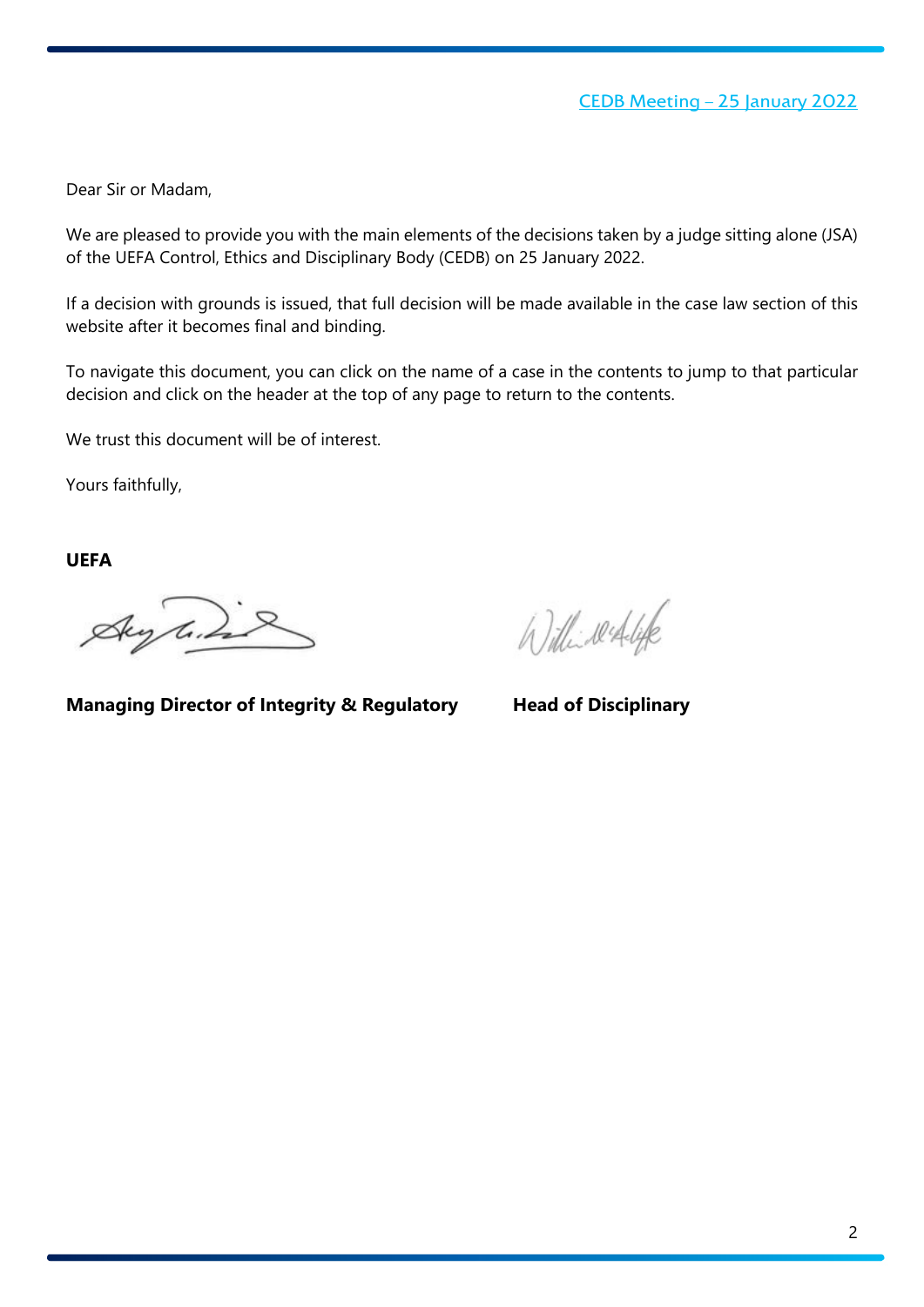Dear Sir or Madam,

We are pleased to provide you with the main elements of the decisions taken by a judge sitting alone (JSA) of the UEFA Control, Ethics and Disciplinary Body (CEDB) on 25 January 2022.

If a decision with grounds is issued, that full decision will be made available in the case law section of this website after it becomes final and binding.

To navigate this document, you can click on the name of a case in the contents to jump to that particular decision and click on the header at the top of any page to return to the contents.

We trust this document will be of interest.

Yours faithfully,

**UEFA**

**Managing Director of Integrity & Regulatory**

**Head of Disciplinary**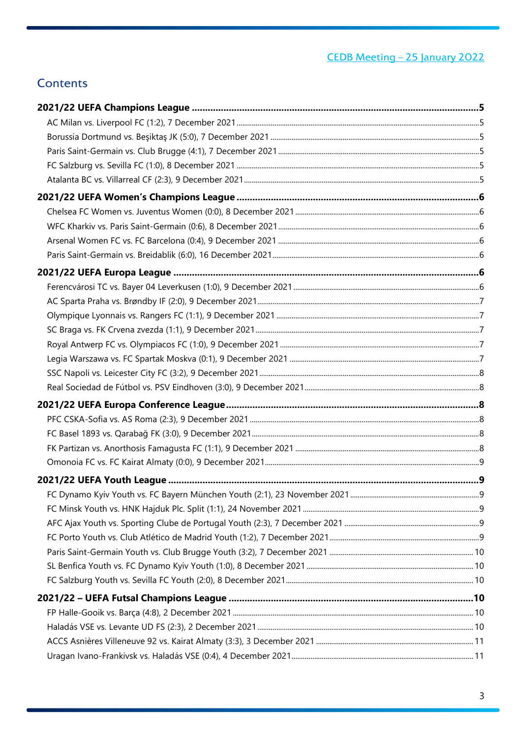CEDB Meeting – 25 January 2022

## Contents

**2021/22 UEFA Champions League ..... 5**

- AC Milan vs. Liverpool FC (1:2), 7 December 2021 ..... 5
- Borussia Dortmund vs. Beşiktaş JK (5:0), 7 December 2021 ..... 5
- Paris Saint-Germain vs. Club Brugge (4:1), 7 December 2021 ..... 5
- FC Salzburg vs. Sevilla FC (1:0), 8 December 2021 ..... 5
- Atalanta BC vs. Villarreal CF (2:3), 9 December 2021 ..... 5

**2021/22 UEFA Women's Champions League ..... 6**

- Chelsea FC Women vs. Juventus Women (0:0), 8 December 2021 ..... 6
- WFC Kharkiv vs. Paris Saint-Germain (0:6), 8 December 2021 ..... 6
- Arsenal Women FC vs. FC Barcelona (0:4), 9 December 2021 ..... 6
- Paris Saint-Germain vs. Breidablik (6:0), 16 December 2021 ..... 6

**2021/22 UEFA Europa League ..... 6**

- Ferencvárosi TC vs. Bayer 04 Leverkusen (1:0), 9 December 2021 ..... 6
- AC Sparta Praha vs. Brøndby IF (2:0), 9 December 2021 ..... 7
- Olympique Lyonnais vs. Rangers FC (1:1), 9 December 2021 ..... 7
- SC Braga vs. FK Crvena zvezda (1:1), 9 December 2021 ..... 7
- Royal Antwerp FC vs. Olympiacos FC (1:0), 9 December 2021 ..... 7
- Legia Warszawa vs. FC Spartak Moskva (0:1), 9 December 2021 ..... 7
- SSC Napoli vs. Leicester City FC (3:2), 9 December 2021 ..... 8
- Real Sociedad de Fútbol vs. PSV Eindhoven (3:0), 9 December 2021 ..... 8

**2021/22 UEFA Europa Conference League ..... 8**

- PFC CSKA-Sofia vs. AS Roma (2:3), 9 December 2021 ..... 8
- FC Basel 1893 vs. Qarabağ FK (3:0), 9 December 2021 ..... 8
- FK Partizan vs. Anorthosis Famagusta FC (1:1), 9 December 2021 ..... 8
- Omonoia FC vs. FC Kairat Almaty (0:0), 9 December 2021 ..... 9

**2021/22 UEFA Youth League ..... 9**

- FC Dynamo Kyiv Youth vs. FC Bayern München Youth (2:1), 23 November 2021 ..... 9
- FC Minsk Youth vs. HNK Hajduk Plc. Split (1:1), 24 November 2021 ..... 9
- AFC Ajax Youth vs. Sporting Clube de Portugal Youth (2:3), 7 December 2021 ..... 9
- FC Porto Youth vs. Club Atlético de Madrid Youth (1:2), 7 December 2021 ..... 9
- Paris Saint-Germain Youth vs. Club Brugge Youth (3:2), 7 December 2021 ..... 10
- SL Benfica Youth vs. FC Dynamo Kyiv Youth (1:0), 8 December 2021 ..... 10
- FC Salzburg Youth vs. Sevilla FC Youth (2:0), 8 December 2021 ..... 10

**2021/22 – UEFA Futsal Champions League ..... 10**

- FP Halle-Gooik vs. Barça (4:8), 2 December 2021 ..... 10
- Haladás VSE vs. Levante UD FS (2:3), 2 December 2021 ..... 10
- ACCS Asnières Villeneuve 92 vs. Kairat Almaty (3:3), 3 December 2021 ..... 11
- Uragan Ivano-Frankivsk vs. Haladás VSE (0:4), 4 December 2021 ..... 11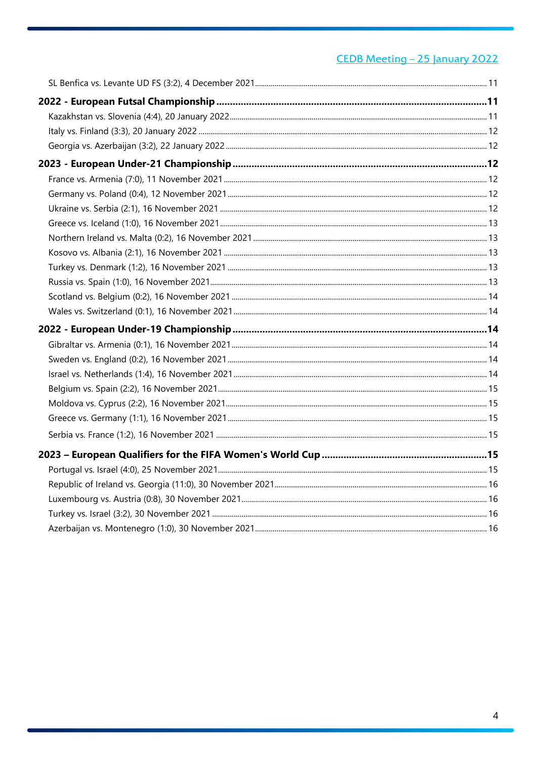SL Benfica vs. Levante UD FS (3:2), 4 December 2021 ........ 11

**2022 - European Futsal Championship ........ 11**

Kazakhstan vs. Slovenia (4:4), 20 January 2022 ........ 11

Italy vs. Finland (3:3), 20 January 2022 ........ 12

Georgia vs. Azerbaijan (3:2), 22 January 2022 ........ 12

**2023 - European Under-21 Championship ........ 12**

France vs. Armenia (7:0), 11 November 2021 ........ 12

Germany vs. Poland (0:4), 12 November 2021 ........ 12

Ukraine vs. Serbia (2:1), 16 November 2021 ........ 12

Greece vs. Iceland (1:0), 16 November 2021 ........ 13

Northern Ireland vs. Malta (0:2), 16 November 2021 ........ 13

Kosovo vs. Albania (2:1), 16 November 2021 ........ 13

Turkey vs. Denmark (1:2), 16 November 2021 ........ 13

Russia vs. Spain (1:0), 16 November 2021 ........ 13

Scotland vs. Belgium (0:2), 16 November 2021 ........ 14

Wales vs. Switzerland (0:1), 16 November 2021 ........ 14

**2022 - European Under-19 Championship ........ 14**

Gibraltar vs. Armenia (0:1), 16 November 2021 ........ 14

Sweden vs. England (0:2), 16 November 2021 ........ 14

Israel vs. Netherlands (1:4), 16 November 2021 ........ 14

Belgium vs. Spain (2:2), 16 November 2021 ........ 15

Moldova vs. Cyprus (2:2), 16 November 2021 ........ 15

Greece vs. Germany (1:1), 16 November 2021 ........ 15

Serbia vs. France (1:2), 16 November 2021 ........ 15

**2023 – European Qualifiers for the FIFA Women's World Cup ........ 15**

Portugal vs. Israel (4:0), 25 November 2021 ........ 15

Republic of Ireland vs. Georgia (11:0), 30 November 2021 ........ 16

Luxembourg vs. Austria (0:8), 30 November 2021 ........ 16

Turkey vs. Israel (3:2), 30 November 2021 ........ 16

Azerbaijan vs. Montenegro (1:0), 30 November 2021 ........ 16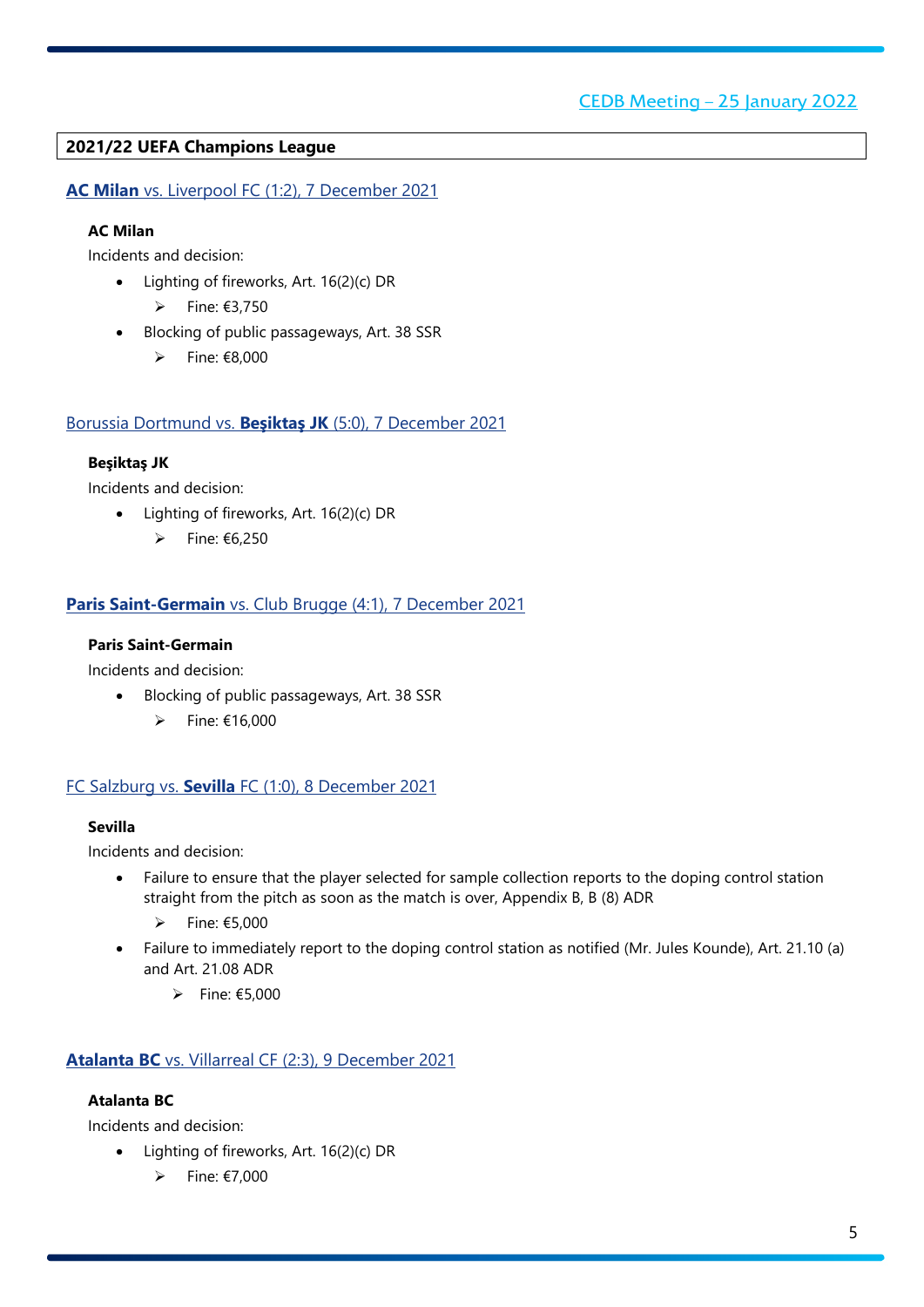**2021/22 UEFA Champions League**

## **AC Milan** vs. Liverpool FC (1:2), 7 December 2021

**AC Milan**

Incidents and decision:

- Lighting of fireworks, Art. 16(2)(c) DR
  - Fine: €3,750
- Blocking of public passageways, Art. 38 SSR
  - Fine: €8,000

## Borussia Dortmund vs. **Beşiktaş JK** (5:0), 7 December 2021

**Beşiktaş JK**

Incidents and decision:

- Lighting of fireworks, Art. 16(2)(c) DR
  - Fine: €6,250

## **Paris Saint-Germain** vs. Club Brugge (4:1), 7 December 2021

**Paris Saint-Germain**

Incidents and decision:

- Blocking of public passageways, Art. 38 SSR
  - Fine: €16,000

## FC Salzburg vs. **Sevilla** FC (1:0), 8 December 2021

**Sevilla**

Incidents and decision:

- Failure to ensure that the player selected for sample collection reports to the doping control station straight from the pitch as soon as the match is over, Appendix B, B (8) ADR
  - Fine: €5,000
- Failure to immediately report to the doping control station as notified (Mr. Jules Kounde), Art. 21.10 (a) and Art. 21.08 ADR
  - Fine: €5,000

## **Atalanta BC** vs. Villarreal CF (2:3), 9 December 2021

**Atalanta BC**

Incidents and decision:

- Lighting of fireworks, Art. 16(2)(c) DR
  - Fine: €7,000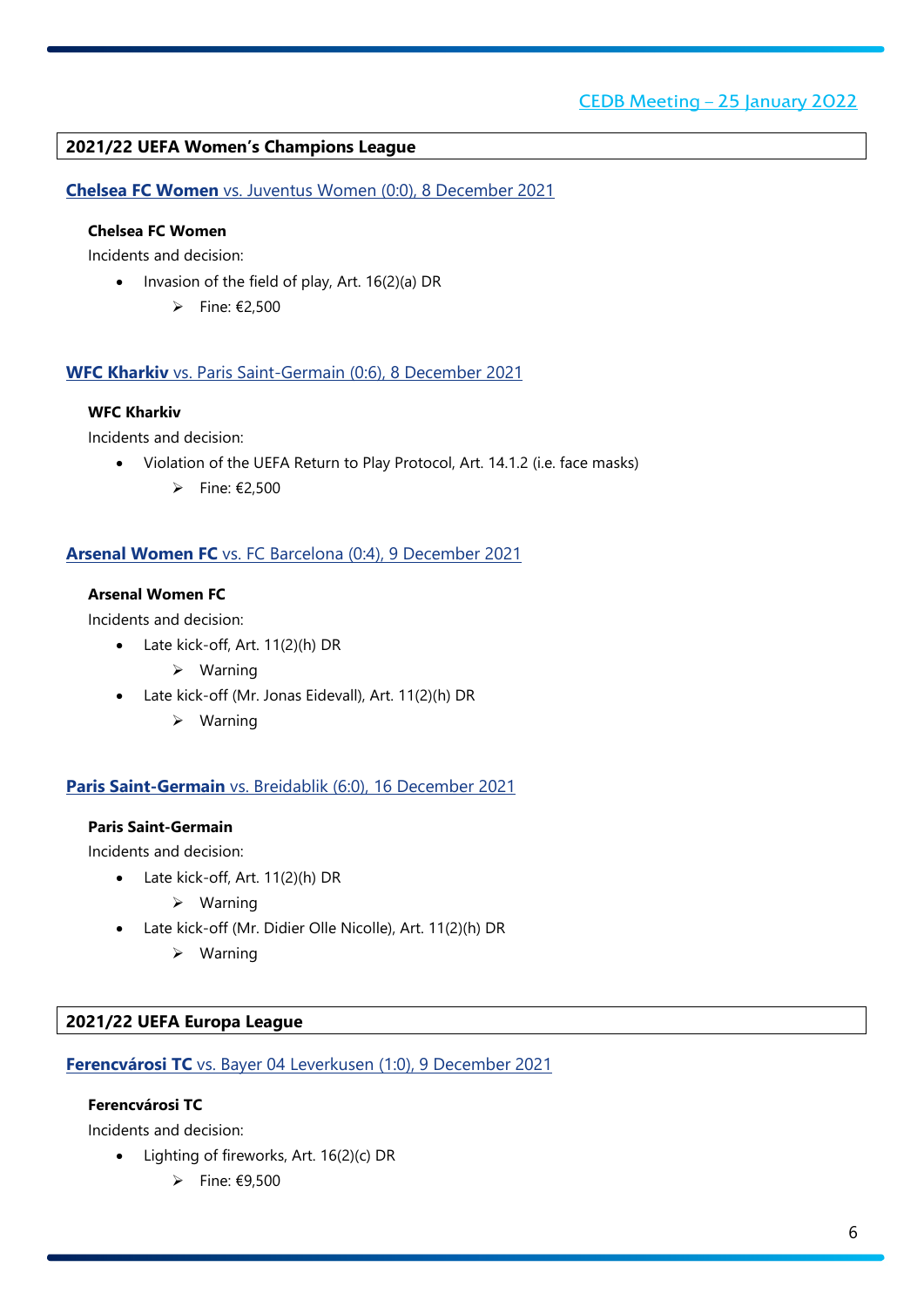## 2021/22 UEFA Women's Champions League

### **Chelsea FC Women** vs. Juventus Women (0:0), 8 December 2021

**Chelsea FC Women**

Incidents and decision:

- Invasion of the field of play, Art. 16(2)(a) DR
  - Fine: €2,500

### **WFC Kharkiv** vs. Paris Saint-Germain (0:6), 8 December 2021

**WFC Kharkiv**

Incidents and decision:

- Violation of the UEFA Return to Play Protocol, Art. 14.1.2 (i.e. face masks)
  - Fine: €2,500

### **Arsenal Women FC** vs. FC Barcelona (0:4), 9 December 2021

**Arsenal Women FC**

Incidents and decision:

- Late kick-off, Art. 11(2)(h) DR
  - Warning
- Late kick-off (Mr. Jonas Eidevall), Art. 11(2)(h) DR
  - Warning

### **Paris Saint-Germain** vs. Breidablik (6:0), 16 December 2021

**Paris Saint-Germain**

Incidents and decision:

- Late kick-off, Art. 11(2)(h) DR
  - Warning
- Late kick-off (Mr. Didier Olle Nicolle), Art. 11(2)(h) DR
  - Warning

## 2021/22 UEFA Europa League

### **Ferencvárosi TC** vs. Bayer 04 Leverkusen (1:0), 9 December 2021

**Ferencvárosi TC**

Incidents and decision:

- Lighting of fireworks, Art. 16(2)(c) DR
  - Fine: €9,500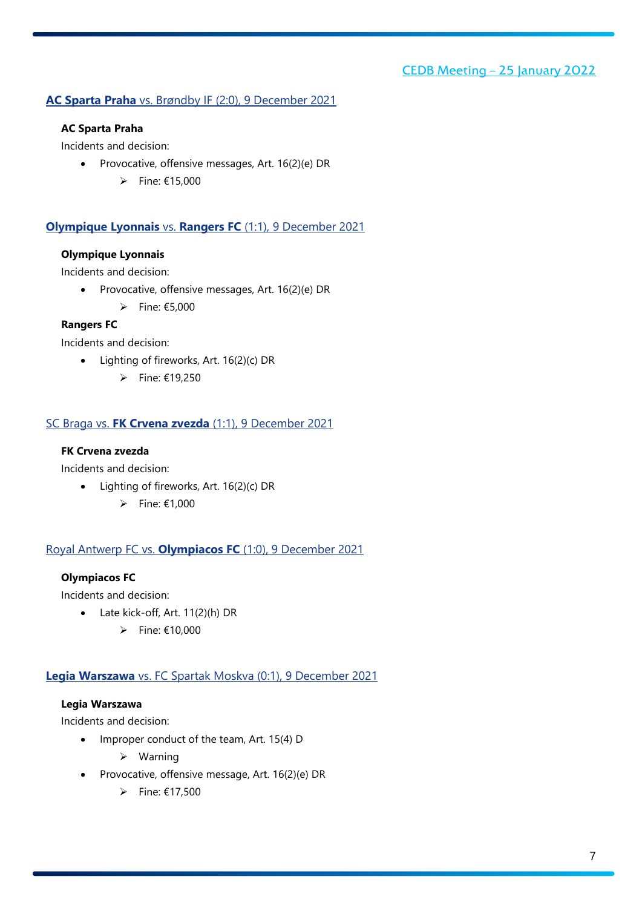## **AC Sparta Praha** vs. Brøndby IF (2:0), 9 December 2021

**AC Sparta Praha**

Incidents and decision:

- Provocative, offensive messages, Art. 16(2)(e) DR
  - Fine: €15,000

## **Olympique Lyonnais** vs. **Rangers FC** (1:1), 9 December 2021

**Olympique Lyonnais**

Incidents and decision:

- Provocative, offensive messages, Art. 16(2)(e) DR
  - Fine: €5,000

**Rangers FC**

Incidents and decision:

- Lighting of fireworks, Art. 16(2)(c) DR
  - Fine: €19,250

## SC Braga vs. **FK Crvena zvezda** (1:1), 9 December 2021

**FK Crvena zvezda**

Incidents and decision:

- Lighting of fireworks, Art. 16(2)(c) DR
  - Fine: €1,000

## Royal Antwerp FC vs. **Olympiacos FC** (1:0), 9 December 2021

**Olympiacos FC**

Incidents and decision:

- Late kick-off, Art. 11(2)(h) DR
  - Fine: €10,000

## **Legia Warszawa** vs. FC Spartak Moskva (0:1), 9 December 2021

**Legia Warszawa**

Incidents and decision:

- Improper conduct of the team, Art. 15(4) D
  - Warning
- Provocative, offensive message, Art. 16(2)(e) DR
  - Fine: €17,500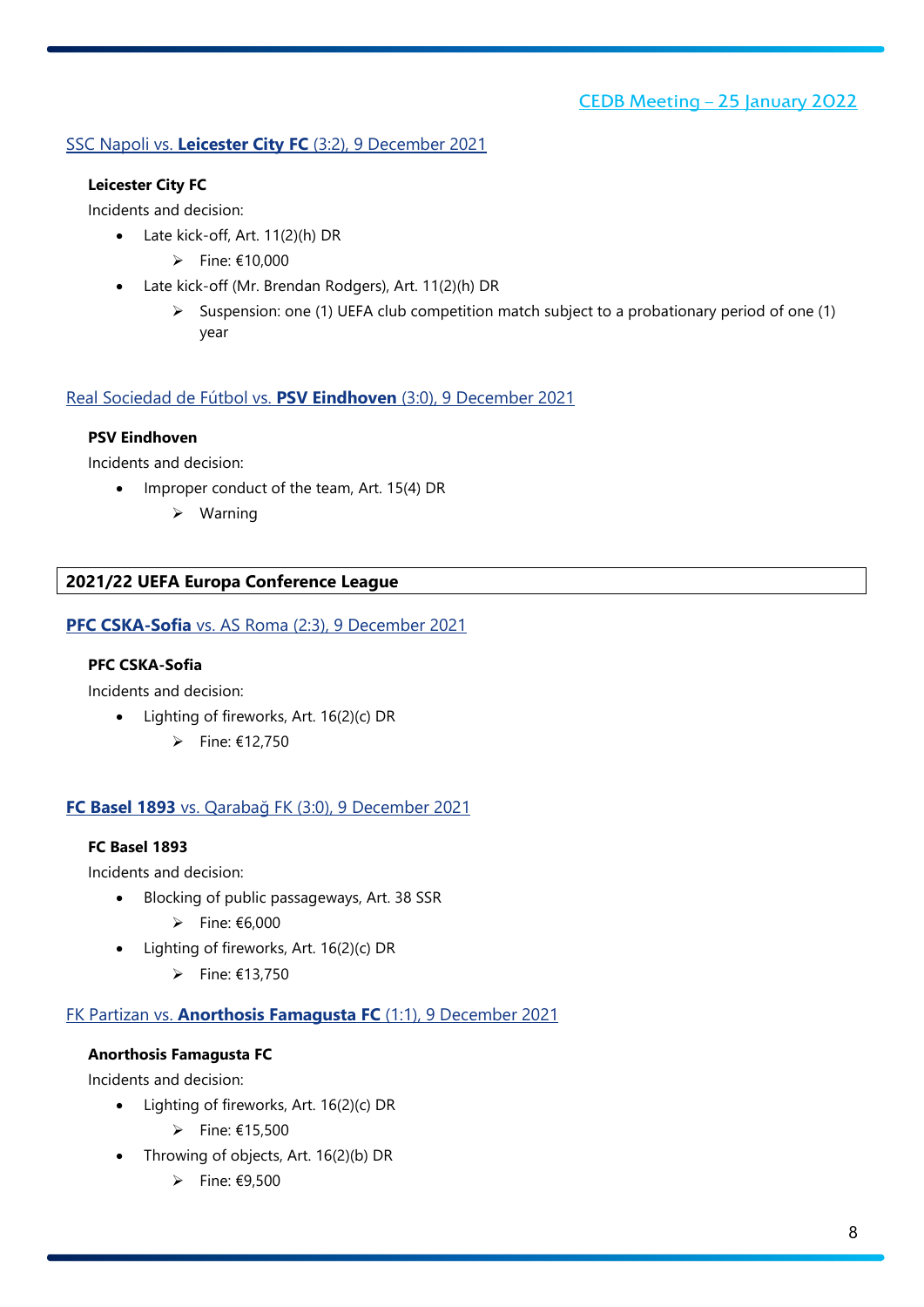### SSC Napoli vs. **Leicester City FC** (3:2), 9 December 2021

**Leicester City FC**

Incidents and decision:

- Late kick-off, Art. 11(2)(h) DR
    - Fine: €10,000
- Late kick-off (Mr. Brendan Rodgers), Art. 11(2)(h) DR
    - Suspension: one (1) UEFA club competition match subject to a probationary period of one (1) year

### Real Sociedad de Fútbol vs. **PSV Eindhoven** (3:0), 9 December 2021

**PSV Eindhoven**

Incidents and decision:

- Improper conduct of the team, Art. 15(4) DR
    - Warning

## 2021/22 UEFA Europa Conference League

### **PFC CSKA-Sofia** vs. AS Roma (2:3), 9 December 2021

**PFC CSKA-Sofia**

Incidents and decision:

- Lighting of fireworks, Art. 16(2)(c) DR
    - Fine: €12,750

### **FC Basel 1893** vs. Qarabağ FK (3:0), 9 December 2021

**FC Basel 1893**

Incidents and decision:

- Blocking of public passageways, Art. 38 SSR
    - Fine: €6,000
- Lighting of fireworks, Art. 16(2)(c) DR
    - Fine: €13,750

### FK Partizan vs. **Anorthosis Famagusta FC** (1:1), 9 December 2021

**Anorthosis Famagusta FC**

Incidents and decision:

- Lighting of fireworks, Art. 16(2)(c) DR
    - Fine: €15,500
- Throwing of objects, Art. 16(2)(b) DR
    - Fine: €9,500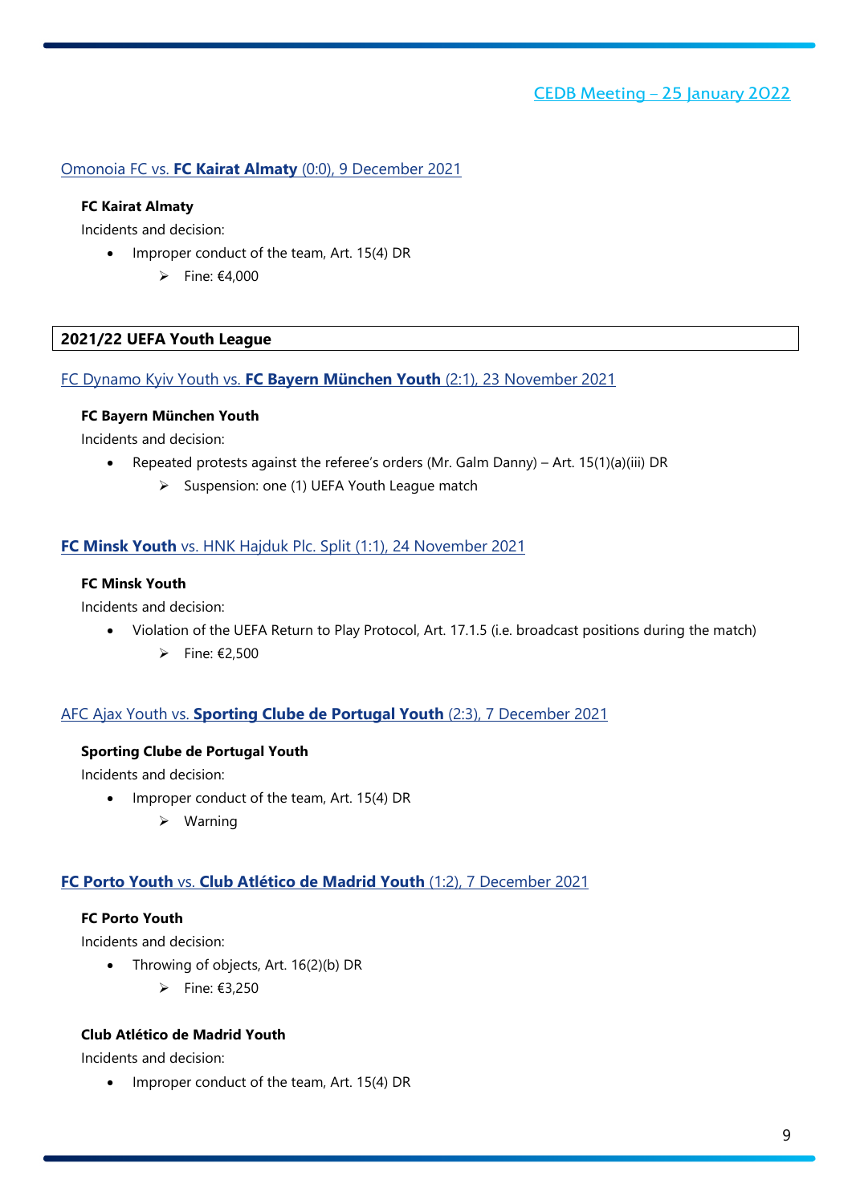CEDB Meeting – 25 January 2022

Omonoia FC vs. **FC Kairat Almaty** (0:0), 9 December 2021

**FC Kairat Almaty**

Incidents and decision:

- Improper conduct of the team, Art. 15(4) DR
  - Fine: €4,000

## 2021/22 UEFA Youth League

FC Dynamo Kyiv Youth vs. **FC Bayern München Youth** (2:1), 23 November 2021

**FC Bayern München Youth**

Incidents and decision:

- Repeated protests against the referee's orders (Mr. Galm Danny) – Art. 15(1)(a)(iii) DR
  - Suspension: one (1) UEFA Youth League match

**FC Minsk Youth** vs. HNK Hajduk Plc. Split (1:1), 24 November 2021

**FC Minsk Youth**

Incidents and decision:

- Violation of the UEFA Return to Play Protocol, Art. 17.1.5 (i.e. broadcast positions during the match)
  - Fine: €2,500

AFC Ajax Youth vs. **Sporting Clube de Portugal Youth** (2:3), 7 December 2021

**Sporting Clube de Portugal Youth**

Incidents and decision:

- Improper conduct of the team, Art. 15(4) DR
  - Warning

**FC Porto Youth** vs. **Club Atlético de Madrid Youth** (1:2), 7 December 2021

**FC Porto Youth**

Incidents and decision:

- Throwing of objects, Art. 16(2)(b) DR
  - Fine: €3,250

**Club Atlético de Madrid Youth**

Incidents and decision:

- Improper conduct of the team, Art. 15(4) DR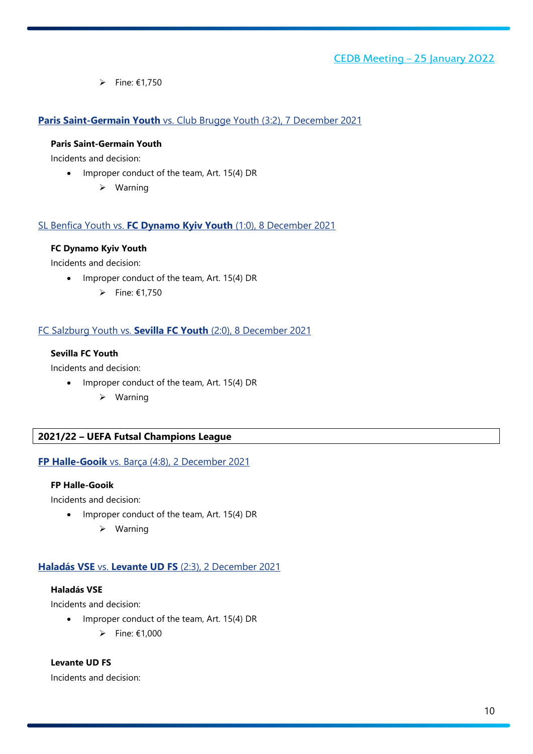- Fine: €1,750

**Paris Saint-Germain Youth** vs. Club Brugge Youth (3:2), 7 December 2021

**Paris Saint-Germain Youth**

Incidents and decision:

- Improper conduct of the team, Art. 15(4) DR
    - Warning

SL Benfica Youth vs. **FC Dynamo Kyiv Youth** (1:0), 8 December 2021

**FC Dynamo Kyiv Youth**

Incidents and decision:

- Improper conduct of the team, Art. 15(4) DR
    - Fine: €1,750

FC Salzburg Youth vs. **Sevilla FC Youth** (2:0), 8 December 2021

**Sevilla FC Youth**

Incidents and decision:

- Improper conduct of the team, Art. 15(4) DR
    - Warning

## 2021/22 – UEFA Futsal Champions League

**FP Halle-Gooik** vs. Barça (4:8), 2 December 2021

**FP Halle-Gooik**

Incidents and decision:

- Improper conduct of the team, Art. 15(4) DR
    - Warning

**Haladás VSE** vs. **Levante UD FS** (2:3), 2 December 2021

**Haladás VSE**

Incidents and decision:

- Improper conduct of the team, Art. 15(4) DR
    - Fine: €1,000

**Levante UD FS**

Incidents and decision: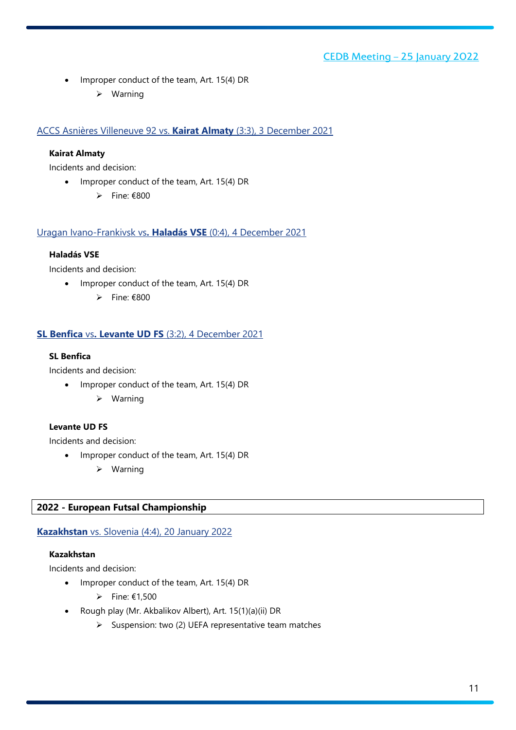- Improper conduct of the team, Art. 15(4) DR
  - ➢ Warning

ACCS Asnières Villeneuve 92 vs. **Kairat Almaty** (3:3), 3 December 2021

**Kairat Almaty**

Incidents and decision:

- Improper conduct of the team, Art. 15(4) DR
  - ➢ Fine: €800

Uragan Ivano-Frankivsk vs**. Haladás VSE** (0:4), 4 December 2021

**Haladás VSE**

Incidents and decision:

- Improper conduct of the team, Art. 15(4) DR
  - ➢ Fine: €800

**SL Benfica** vs**. Levante UD FS** (3:2), 4 December 2021

**SL Benfica**

Incidents and decision:

- Improper conduct of the team, Art. 15(4) DR
  - ➢ Warning

**Levante UD FS**

Incidents and decision:

- Improper conduct of the team, Art. 15(4) DR
  - ➢ Warning

## 2022 - European Futsal Championship

**Kazakhstan** vs. Slovenia (4:4), 20 January 2022

**Kazakhstan**

Incidents and decision:

- Improper conduct of the team, Art. 15(4) DR
  - ➢ Fine: €1,500
- Rough play (Mr. Akbalikov Albert), Art. 15(1)(a)(ii) DR
  - ➢ Suspension: two (2) UEFA representative team matches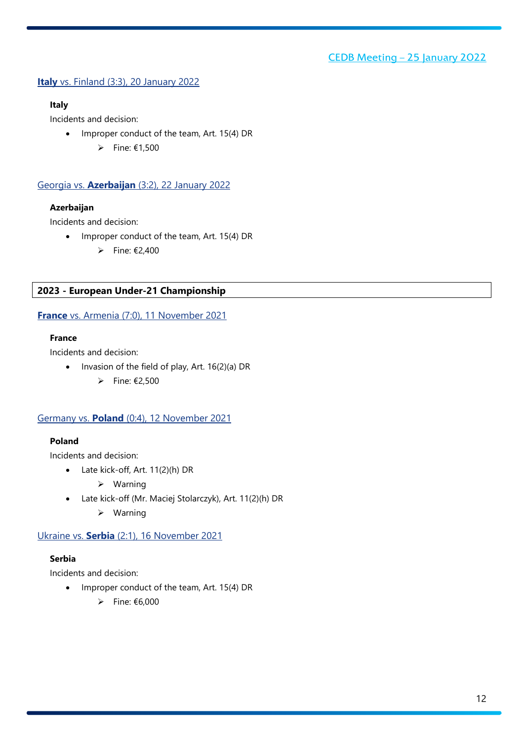CEDB Meeting – 25 January 2022

### **Italy** vs. Finland (3:3), 20 January 2022

**Italy**

Incidents and decision:

- Improper conduct of the team, Art. 15(4) DR
  - Fine: €1,500

### Georgia vs. **Azerbaijan** (3:2), 22 January 2022

**Azerbaijan**

Incidents and decision:

- Improper conduct of the team, Art. 15(4) DR
  - Fine: €2,400

## 2023 - European Under-21 Championship

### **France** vs. Armenia (7:0), 11 November 2021

**France**

Incidents and decision:

- Invasion of the field of play, Art. 16(2)(a) DR
  - Fine: €2,500

### Germany vs. **Poland** (0:4), 12 November 2021

**Poland**

Incidents and decision:

- Late kick-off, Art. 11(2)(h) DR
  - Warning
- Late kick-off (Mr. Maciej Stolarczyk), Art. 11(2)(h) DR
  - Warning

### Ukraine vs. **Serbia** (2:1), 16 November 2021

**Serbia**

Incidents and decision:

- Improper conduct of the team, Art. 15(4) DR
  - Fine: €6,000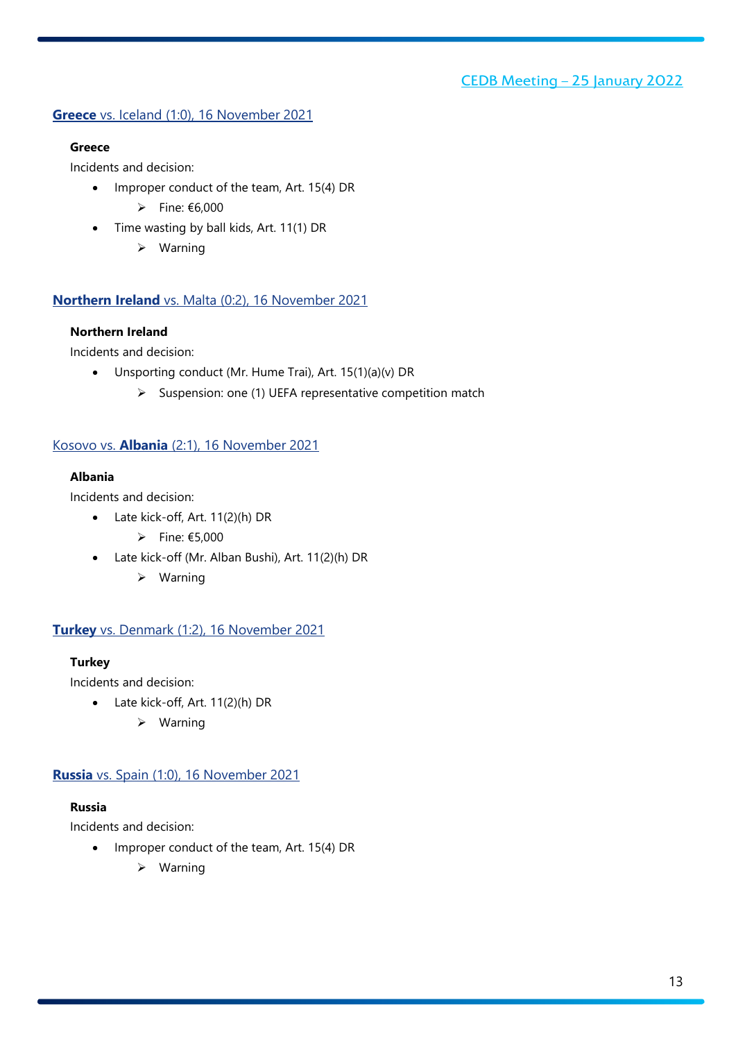## **Greece** vs. Iceland (1:0), 16 November 2021

**Greece**

Incidents and decision:

- Improper conduct of the team, Art. 15(4) DR
  - ➢ Fine: €6,000
- Time wasting by ball kids, Art. 11(1) DR
  - ➢ Warning

## **Northern Ireland** vs. Malta (0:2), 16 November 2021

**Northern Ireland**

Incidents and decision:

- Unsporting conduct (Mr. Hume Trai), Art. 15(1)(a)(v) DR
  - ➢ Suspension: one (1) UEFA representative competition match

## Kosovo vs. **Albania** (2:1), 16 November 2021

**Albania**

Incidents and decision:

- Late kick-off, Art. 11(2)(h) DR
  - ➢ Fine: €5,000
- Late kick-off (Mr. Alban Bushi), Art. 11(2)(h) DR
  - ➢ Warning

## **Turkey** vs. Denmark (1:2), 16 November 2021

**Turkey**

Incidents and decision:

- Late kick-off, Art. 11(2)(h) DR
  - ➢ Warning

## **Russia** vs. Spain (1:0), 16 November 2021

**Russia**

Incidents and decision:

- Improper conduct of the team, Art. 15(4) DR
  - ➢ Warning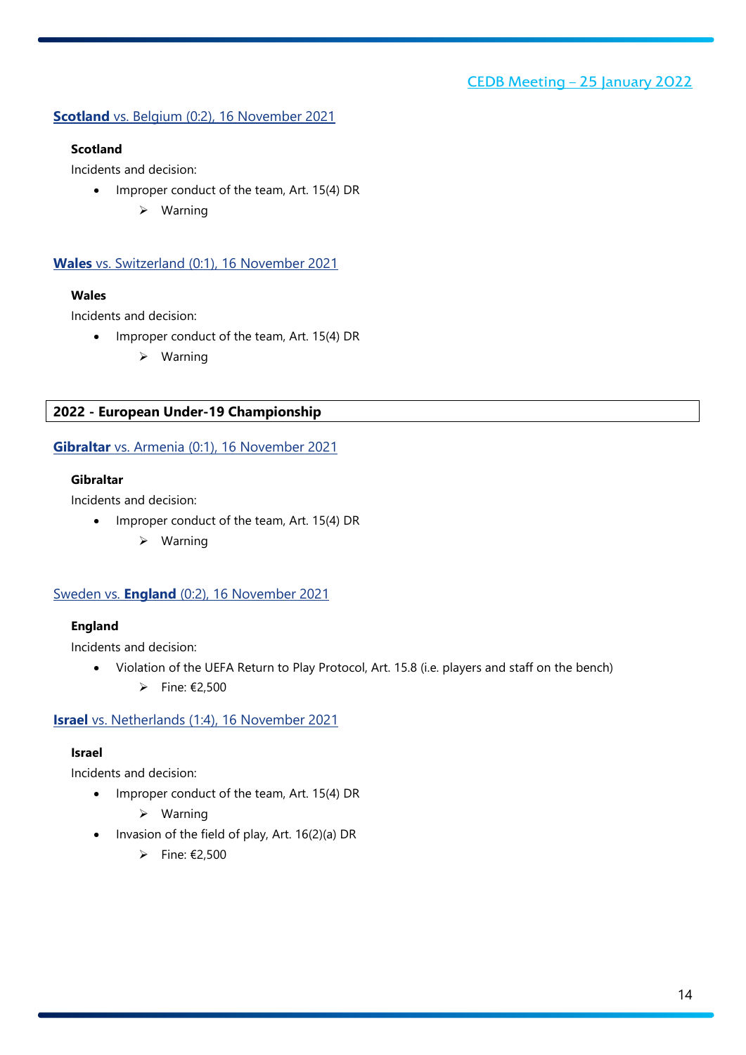CEDB Meeting – 25 January 2022

### **Scotland** vs. Belgium (0:2), 16 November 2021

**Scotland**

Incidents and decision:

- Improper conduct of the team, Art. 15(4) DR
  - Warning

### **Wales** vs. Switzerland (0:1), 16 November 2021

**Wales**

Incidents and decision:

- Improper conduct of the team, Art. 15(4) DR
  - Warning

## 2022 - European Under-19 Championship

### **Gibraltar** vs. Armenia (0:1), 16 November 2021

**Gibraltar**

Incidents and decision:

- Improper conduct of the team, Art. 15(4) DR
  - Warning

### Sweden vs. **England** (0:2), 16 November 2021

**England**

Incidents and decision:

- Violation of the UEFA Return to Play Protocol, Art. 15.8 (i.e. players and staff on the bench)
  - Fine: €2,500

### **Israel** vs. Netherlands (1:4), 16 November 2021

**Israel**

Incidents and decision:

- Improper conduct of the team, Art. 15(4) DR
  - Warning
- Invasion of the field of play, Art. 16(2)(a) DR
  - Fine: €2,500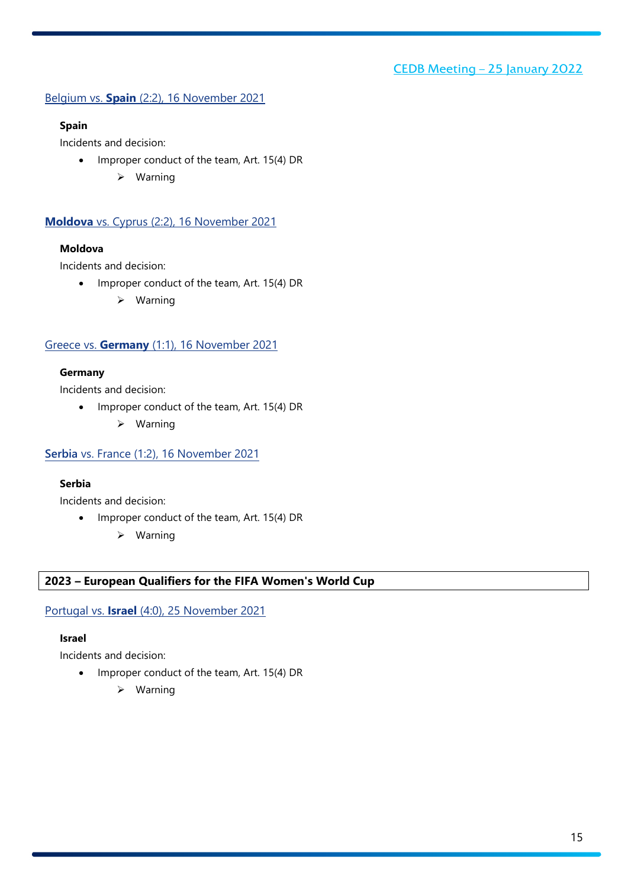CEDB Meeting – 25 January 2022

Belgium vs. **Spain** (2:2), 16 November 2021

**Spain**

Incidents and decision:

- Improper conduct of the team, Art. 15(4) DR
    - ➢ Warning

**Moldova** vs. Cyprus (2:2), 16 November 2021

**Moldova**

Incidents and decision:

- Improper conduct of the team, Art. 15(4) DR
    - ➢ Warning

Greece vs. **Germany** (1:1), 16 November 2021

**Germany**

Incidents and decision:

- Improper conduct of the team, Art. 15(4) DR
    - ➢ Warning

**Serbia** vs. France (1:2), 16 November 2021

**Serbia**

Incidents and decision:

- Improper conduct of the team, Art. 15(4) DR
    - ➢ Warning

## 2023 – European Qualifiers for the FIFA Women's World Cup

Portugal vs. **Israel** (4:0), 25 November 2021

**Israel**

Incidents and decision:

- Improper conduct of the team, Art. 15(4) DR
    - ➢ Warning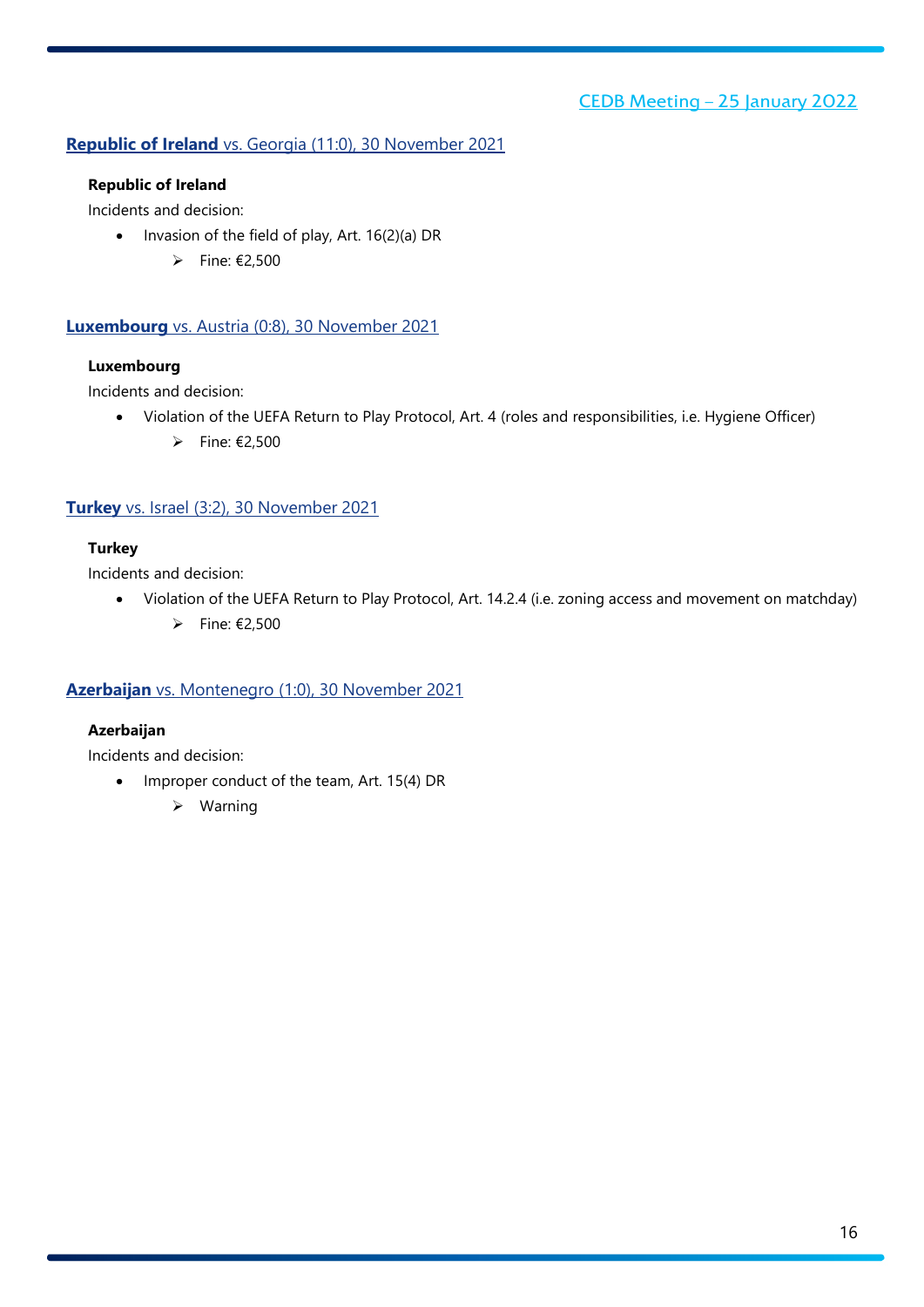### **Republic of Ireland** vs. Georgia (11:0), 30 November 2021

**Republic of Ireland**

Incidents and decision:

- Invasion of the field of play, Art. 16(2)(a) DR
  - Fine: €2,500

### **Luxembourg** vs. Austria (0:8), 30 November 2021

**Luxembourg**

Incidents and decision:

- Violation of the UEFA Return to Play Protocol, Art. 4 (roles and responsibilities, i.e. Hygiene Officer)
  - Fine: €2,500

### **Turkey** vs. Israel (3:2), 30 November 2021

**Turkey**

Incidents and decision:

- Violation of the UEFA Return to Play Protocol, Art. 14.2.4 (i.e. zoning access and movement on matchday)
  - Fine: €2,500

### **Azerbaijan** vs. Montenegro (1:0), 30 November 2021

**Azerbaijan**

Incidents and decision:

- Improper conduct of the team, Art. 15(4) DR
  - Warning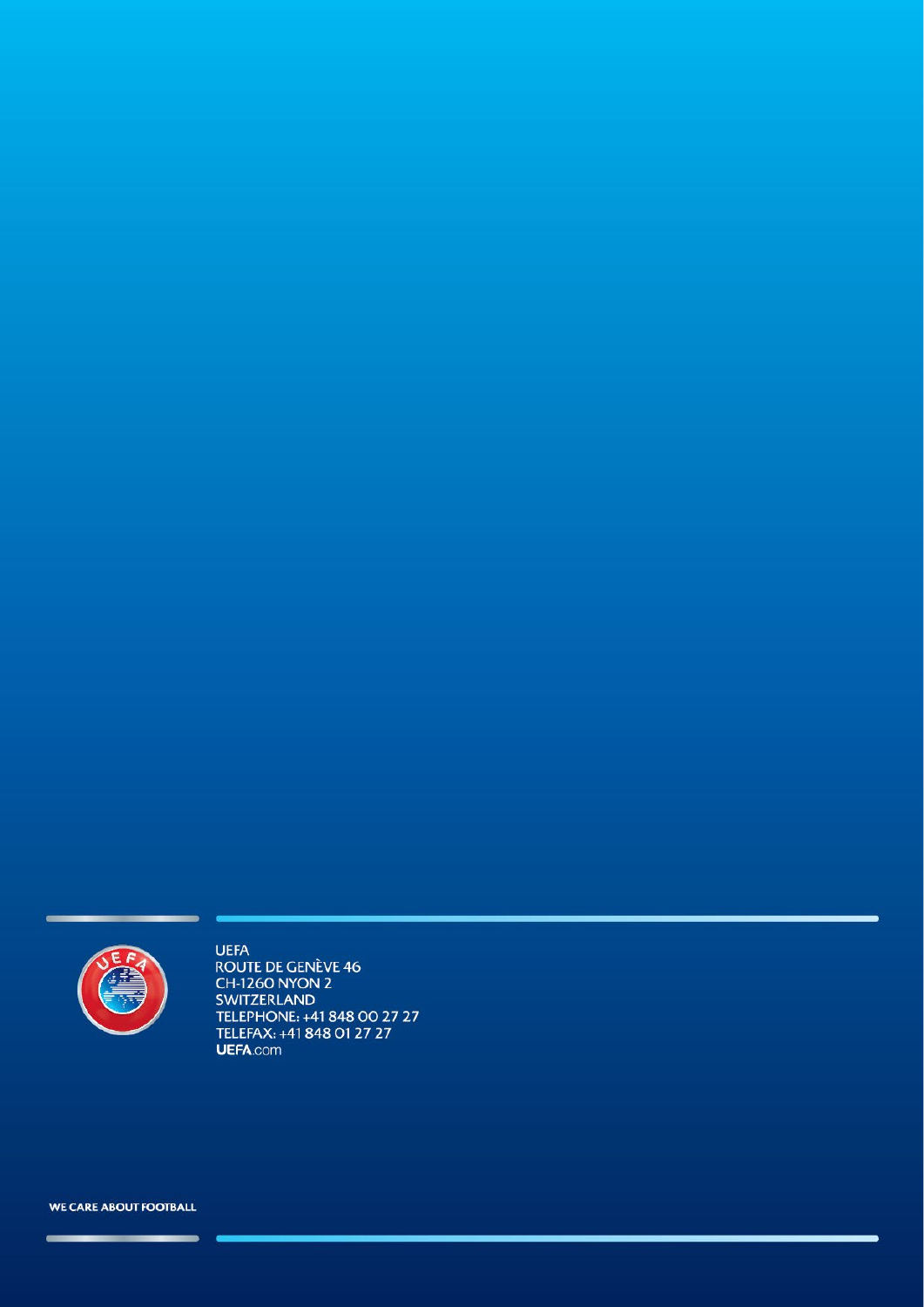UEFA
ROUTE DE GENÈVE 46
CH-1260 NYON 2
SWITZERLAND
TELEPHONE: +41 848 00 27 27
TELEFAX: +41 848 01 27 27
UEFA.com

WE CARE ABOUT FOOTBALL